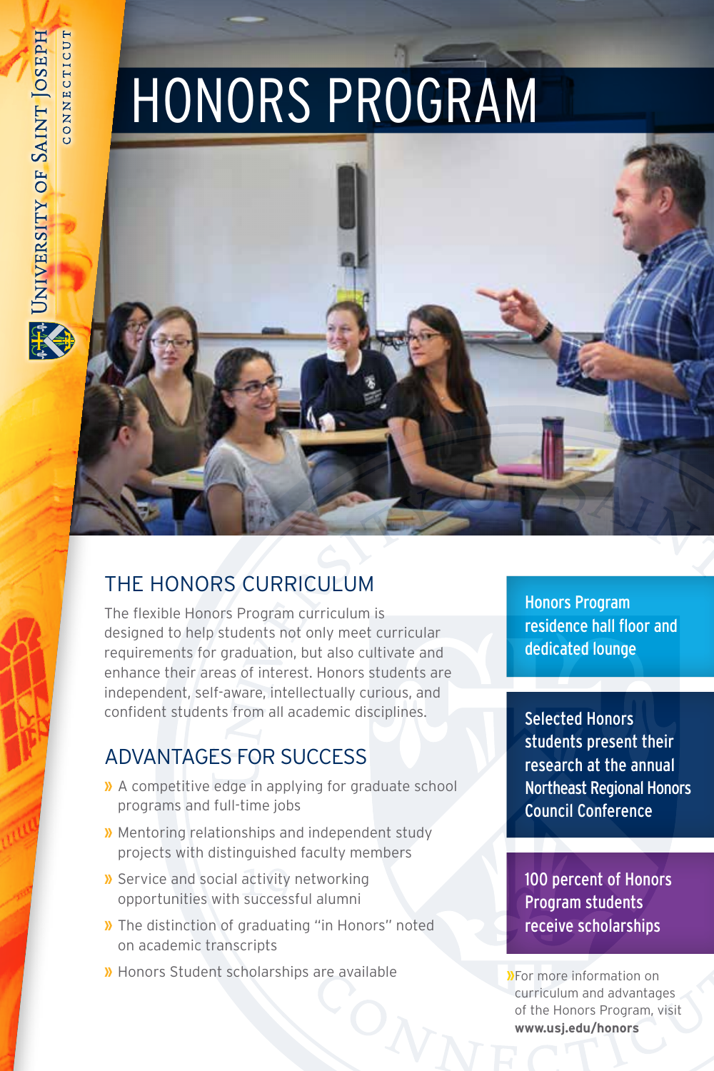University of Saint Joseph
Connecticut

# HONORS PROGRAM

## THE HONORS CURRICULUM

The flexible Honors Program curriculum is designed to help students not only meet curricular requirements for graduation, but also cultivate and enhance their areas of interest. Honors students are independent, self-aware, intellectually curious, and confident students from all academic disciplines.

## ADVANTAGES FOR SUCCESS

- A competitive edge in applying for graduate school programs and full-time jobs
- Mentoring relationships and independent study projects with distinguished faculty members
- Service and social activity networking opportunities with successful alumni
- The distinction of graduating "in Honors" noted on academic transcripts
- Honors Student scholarships are available

**Honors Program residence hall floor and dedicated lounge**

**Selected Honors students present their research at the annual Northeast Regional Honors Council Conference**

**100 percent of Honors Program students receive scholarships**

For more information on curriculum and advantages of the Honors Program, visit **www.usj.edu/honors**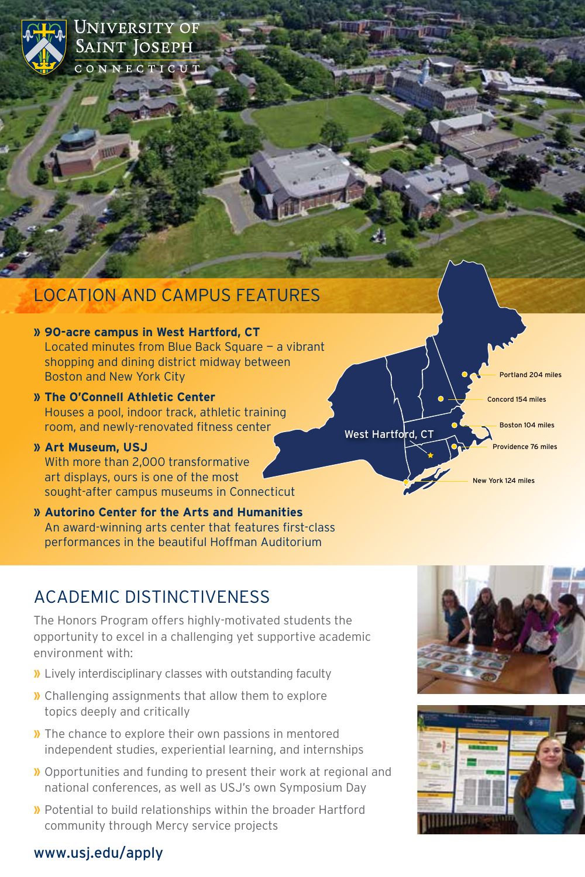University of Saint Joseph
CONNECTICUT

## LOCATION AND CAMPUS FEATURES

- **90-acre campus in West Hartford, CT**
  Located minutes from Blue Back Square – a vibrant shopping and dining district midway between Boston and New York City
- **The O'Connell Athletic Center**
  Houses a pool, indoor track, athletic training room, and newly-renovated fitness center
- **Art Museum, USJ**
  With more than 2,000 transformative art displays, ours is one of the most sought-after campus museums in Connecticut
- **Autorino Center for the Arts and Humanities**
  An award-winning arts center that features first-class performances in the beautiful Hoffman Auditorium

West Hartford, CT
Portland 204 miles
Concord 154 miles
Boston 104 miles
Providence 76 miles
New York 124 miles

## ACADEMIC DISTINCTIVENESS

The Honors Program offers highly-motivated students the opportunity to excel in a challenging yet supportive academic environment with:

- Lively interdisciplinary classes with outstanding faculty
- Challenging assignments that allow them to explore topics deeply and critically
- The chance to explore their own passions in mentored independent studies, experiential learning, and internships
- Opportunities and funding to present their work at regional and national conferences, as well as USJ's own Symposium Day
- Potential to build relationships within the broader Hartford community through Mercy service projects

www.usj.edu/apply